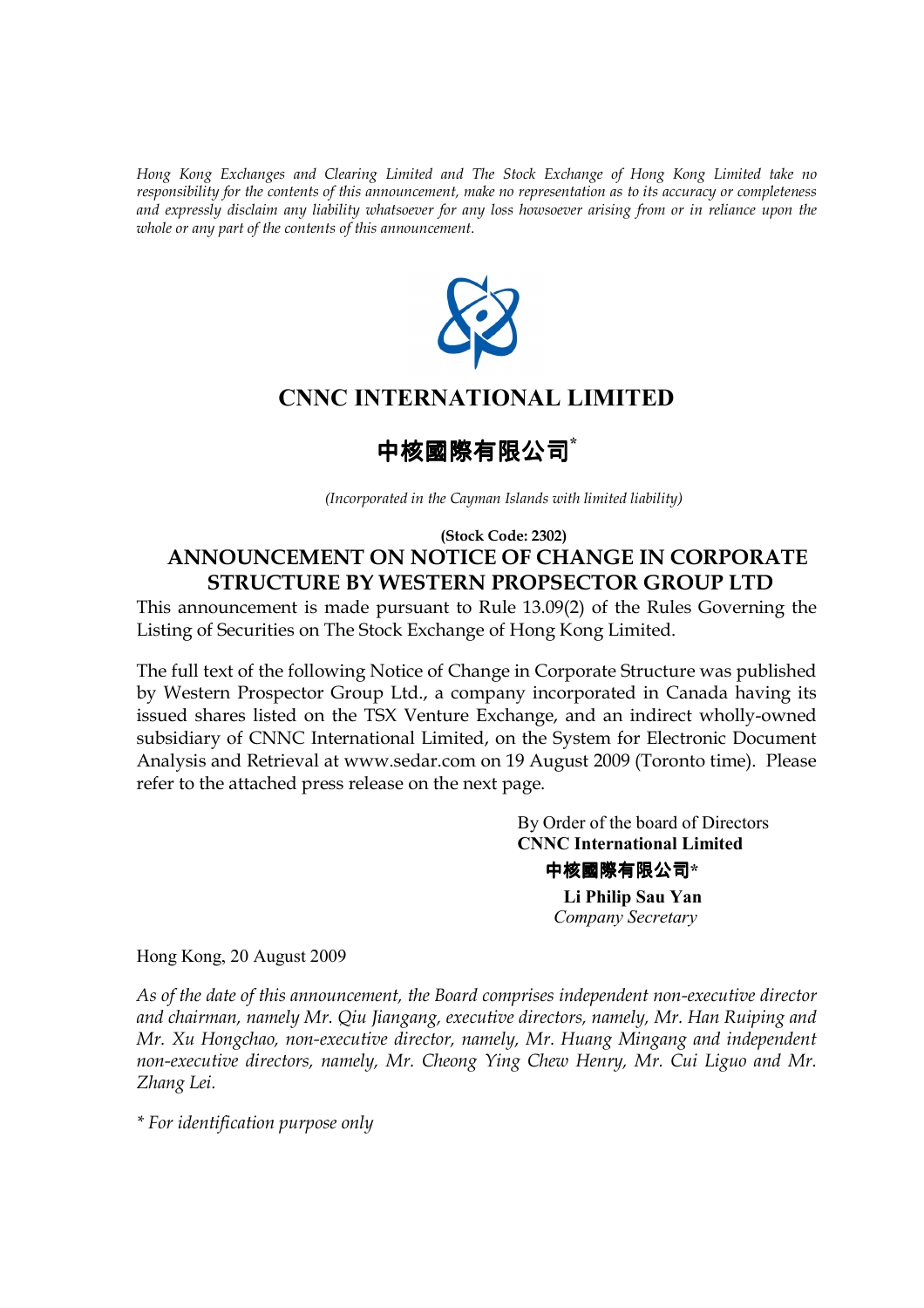*Hong Kong Exchanges and Clearing Limited and The Stock Exchange of Hong Kong Limited take no responsibility for the contents of this announcement, make no representation as to its accuracy or completeness and expressly disclaim any liability whatsoever for any loss howsoever arising from or in reliance upon the whole or any part of the contents of this announcement.*

# CNNC INTERNATIONAL LIMITED

# 中核國際有限公司*

*(Incorporated in the Cayman Islands with limited liability)*

**(Stock Code: 2302)**

## ANNOUNCEMENT ON NOTICE OF CHANGE IN CORPORATE STRUCTURE BY WESTERN PROPSECTOR GROUP LTD

This announcement is made pursuant to Rule 13.09(2) of the Rules Governing the Listing of Securities on The Stock Exchange of Hong Kong Limited.

The full text of the following Notice of Change in Corporate Structure was published by Western Prospector Group Ltd., a company incorporated in Canada having its issued shares listed on the TSX Venture Exchange, and an indirect wholly-owned subsidiary of CNNC International Limited, on the System for Electronic Document Analysis and Retrieval at www.sedar.com on 19 August 2009 (Toronto time). Please refer to the attached press release on the next page.

By Order of the board of Directors
**CNNC International Limited**
**中核國際有限公司***
**Li Philip Sau Yan**
*Company Secretary*

Hong Kong, 20 August 2009

*As of the date of this announcement, the Board comprises independent non-executive director and chairman, namely Mr. Qiu Jiangang, executive directors, namely, Mr. Han Ruiping and Mr. Xu Hongchao, non-executive director, namely, Mr. Huang Mingang and independent non-executive directors, namely, Mr. Cheong Ying Chew Henry, Mr. Cui Liguo and Mr. Zhang Lei.*

*\* For identification purpose only*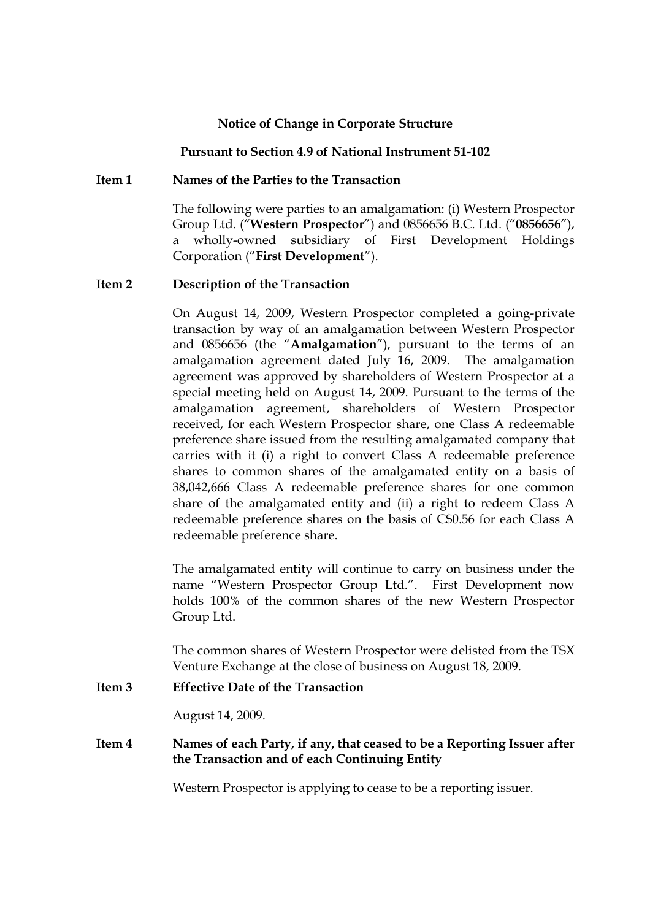**Notice of Change in Corporate Structure**

**Pursuant to Section 4.9 of National Instrument 51-102**

**Item 1 Names of the Parties to the Transaction**

The following were parties to an amalgamation: (i) Western Prospector Group Ltd. ("**Western Prospector**") and 0856656 B.C. Ltd. ("**0856656**"), a wholly-owned subsidiary of First Development Holdings Corporation ("**First Development**").

**Item 2 Description of the Transaction**

On August 14, 2009, Western Prospector completed a going-private transaction by way of an amalgamation between Western Prospector and 0856656 (the "**Amalgamation**"), pursuant to the terms of an amalgamation agreement dated July 16, 2009. The amalgamation agreement was approved by shareholders of Western Prospector at a special meeting held on August 14, 2009. Pursuant to the terms of the amalgamation agreement, shareholders of Western Prospector received, for each Western Prospector share, one Class A redeemable preference share issued from the resulting amalgamated company that carries with it (i) a right to convert Class A redeemable preference shares to common shares of the amalgamated entity on a basis of 38,042,666 Class A redeemable preference shares for one common share of the amalgamated entity and (ii) a right to redeem Class A redeemable preference shares on the basis of C$0.56 for each Class A redeemable preference share.

The amalgamated entity will continue to carry on business under the name "Western Prospector Group Ltd.". First Development now holds 100% of the common shares of the new Western Prospector Group Ltd.

The common shares of Western Prospector were delisted from the TSX Venture Exchange at the close of business on August 18, 2009.

**Item 3 Effective Date of the Transaction**

August 14, 2009.

**Item 4 Names of each Party, if any, that ceased to be a Reporting Issuer after the Transaction and of each Continuing Entity**

Western Prospector is applying to cease to be a reporting issuer.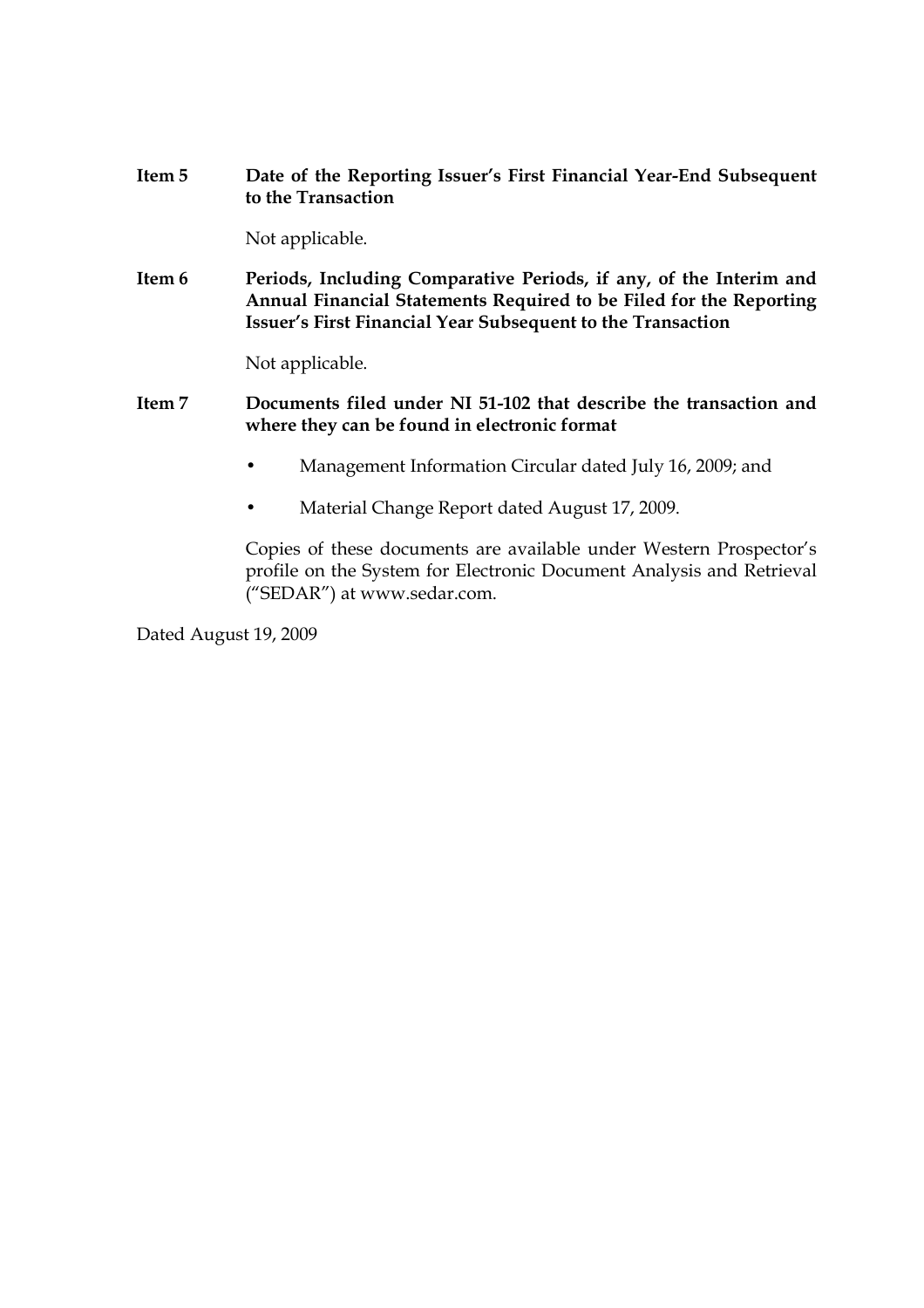**Item 5 Date of the Reporting Issuer's First Financial Year-End Subsequent to the Transaction**

Not applicable.

**Item 6 Periods, Including Comparative Periods, if any, of the Interim and Annual Financial Statements Required to be Filed for the Reporting Issuer's First Financial Year Subsequent to the Transaction**

Not applicable.

**Item 7 Documents filed under NI 51-102 that describe the transaction and where they can be found in electronic format**

- Management Information Circular dated July 16, 2009; and
- Material Change Report dated August 17, 2009.

Copies of these documents are available under Western Prospector's profile on the System for Electronic Document Analysis and Retrieval ("SEDAR") at www.sedar.com.

Dated August 19, 2009